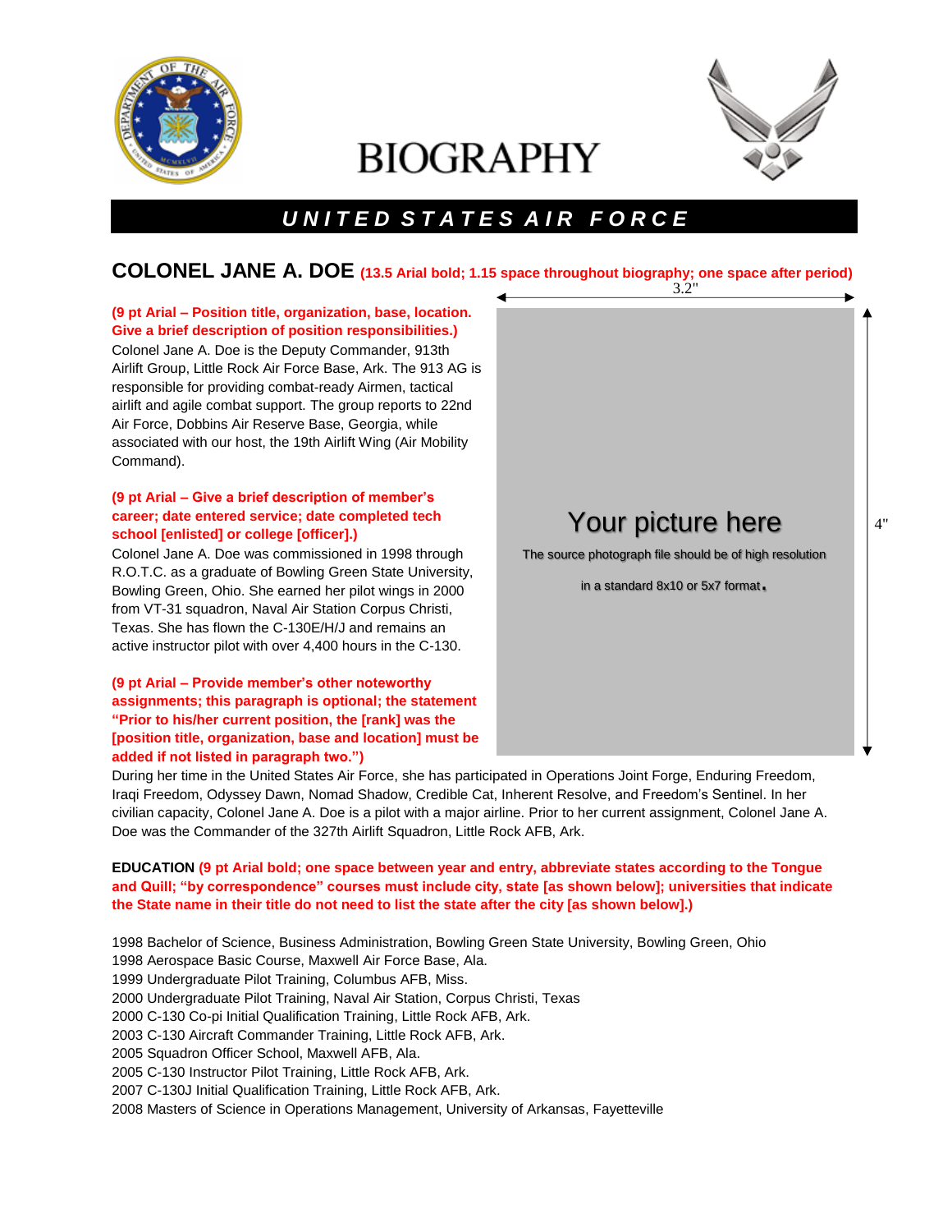# BIOGRAPHY

## UNITED STATES AIR FORCE

## COLONEL JANE A. DOE (13.5 Arial bold; 1.15 space throughout biography; one space after period)

**(9 pt Arial – Position title, organization, base, location. Give a brief description of position responsibilities.)**
Colonel Jane A. Doe is the Deputy Commander, 913th Airlift Group, Little Rock Air Force Base, Ark. The 913 AG is responsible for providing combat-ready Airmen, tactical airlift and agile combat support. The group reports to 22nd Air Force, Dobbins Air Reserve Base, Georgia, while associated with our host, the 19th Airlift Wing (Air Mobility Command).

3.2"

4"

Your picture here

The source photograph file should be of high resolution in a standard 8x10 or 5x7 format.

**(9 pt Arial – Give a brief description of member's career; date entered service; date completed tech school [enlisted] or college [officer].)**
Colonel Jane A. Doe was commissioned in 1998 through R.O.T.C. as a graduate of Bowling Green State University, Bowling Green, Ohio. She earned her pilot wings in 2000 from VT-31 squadron, Naval Air Station Corpus Christi, Texas. She has flown the C-130E/H/J and remains an active instructor pilot with over 4,400 hours in the C-130.

**(9 pt Arial – Provide member's other noteworthy assignments; this paragraph is optional; the statement "Prior to his/her current position, the [rank] was the [position title, organization, base and location] must be added if not listed in paragraph two.")**
During her time in the United States Air Force, she has participated in Operations Joint Forge, Enduring Freedom, Iraqi Freedom, Odyssey Dawn, Nomad Shadow, Credible Cat, Inherent Resolve, and Freedom's Sentinel. In her civilian capacity, Colonel Jane A. Doe is a pilot with a major airline. Prior to her current assignment, Colonel Jane A. Doe was the Commander of the 327th Airlift Squadron, Little Rock AFB, Ark.

**EDUCATION (9 pt Arial bold; one space between year and entry, abbreviate states according to the Tongue and Quill; "by correspondence" courses must include city, state [as shown below]; universities that indicate the State name in their title do not need to list the state after the city [as shown below].)**

1998 Bachelor of Science, Business Administration, Bowling Green State University, Bowling Green, Ohio
1998 Aerospace Basic Course, Maxwell Air Force Base, Ala.
1999 Undergraduate Pilot Training, Columbus AFB, Miss.
2000 Undergraduate Pilot Training, Naval Air Station, Corpus Christi, Texas
2000 C-130 Co-pi Initial Qualification Training, Little Rock AFB, Ark.
2003 C-130 Aircraft Commander Training, Little Rock AFB, Ark.
2005 Squadron Officer School, Maxwell AFB, Ala.
2005 C-130 Instructor Pilot Training, Little Rock AFB, Ark.
2007 C-130J Initial Qualification Training, Little Rock AFB, Ark.
2008 Masters of Science in Operations Management, University of Arkansas, Fayetteville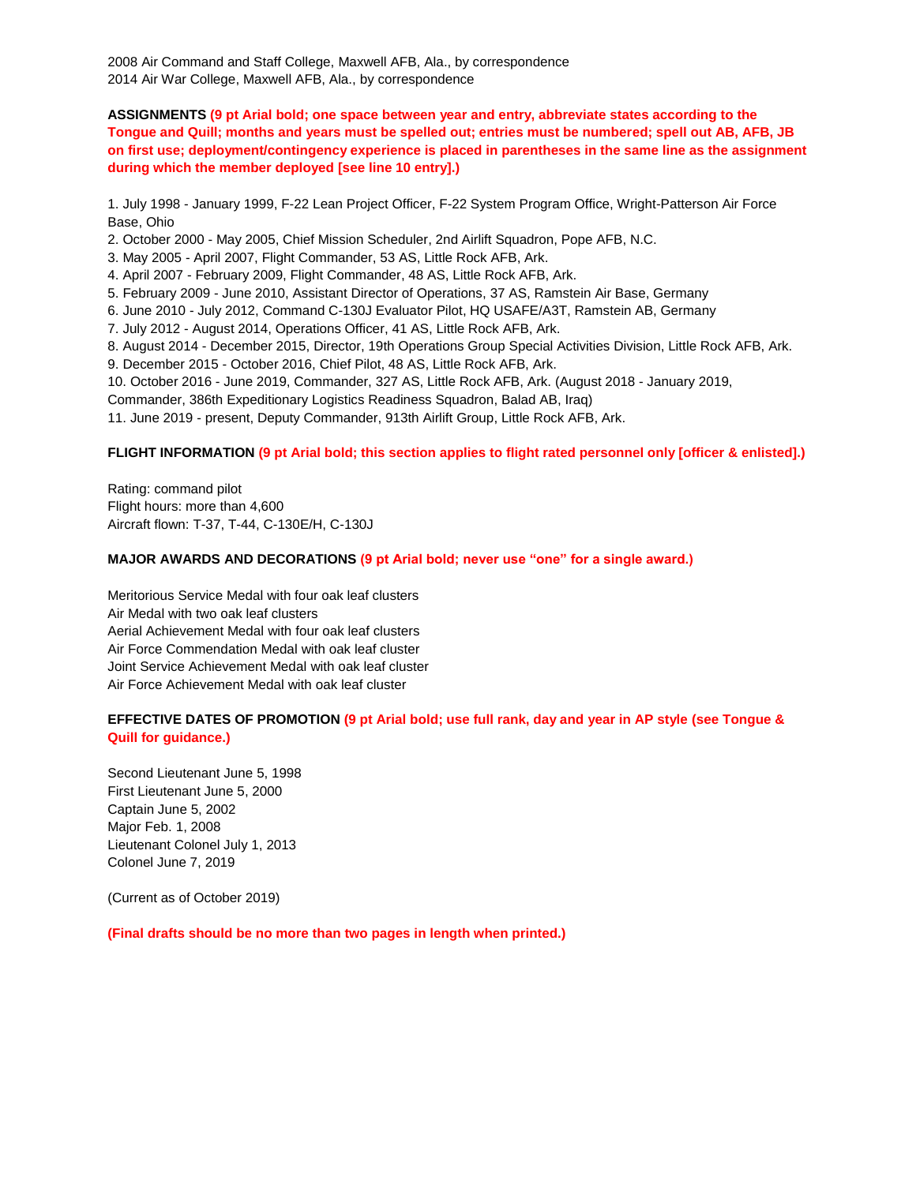2008 Air Command and Staff College, Maxwell AFB, Ala., by correspondence
2014 Air War College, Maxwell AFB, Ala., by correspondence

**ASSIGNMENTS (9 pt Arial bold; one space between year and entry, abbreviate states according to the Tongue and Quill; months and years must be spelled out; entries must be numbered; spell out AB, AFB, JB on first use; deployment/contingency experience is placed in parentheses in the same line as the assignment during which the member deployed [see line 10 entry].)**

1. July 1998 - January 1999, F-22 Lean Project Officer, F-22 System Program Office, Wright-Patterson Air Force Base, Ohio
2. October 2000 - May 2005, Chief Mission Scheduler, 2nd Airlift Squadron, Pope AFB, N.C.
3. May 2005 - April 2007, Flight Commander, 53 AS, Little Rock AFB, Ark.
4. April 2007 - February 2009, Flight Commander, 48 AS, Little Rock AFB, Ark.
5. February 2009 - June 2010, Assistant Director of Operations, 37 AS, Ramstein Air Base, Germany
6. June 2010 - July 2012, Command C-130J Evaluator Pilot, HQ USAFE/A3T, Ramstein AB, Germany
7. July 2012 - August 2014, Operations Officer, 41 AS, Little Rock AFB, Ark.
8. August 2014 - December 2015, Director, 19th Operations Group Special Activities Division, Little Rock AFB, Ark.
9. December 2015 - October 2016, Chief Pilot, 48 AS, Little Rock AFB, Ark.
10. October 2016 - June 2019, Commander, 327 AS, Little Rock AFB, Ark. (August 2018 - January 2019, Commander, 386th Expeditionary Logistics Readiness Squadron, Balad AB, Iraq)
11. June 2019 - present, Deputy Commander, 913th Airlift Group, Little Rock AFB, Ark.

**FLIGHT INFORMATION (9 pt Arial bold; this section applies to flight rated personnel only [officer & enlisted].)**

Rating: command pilot
Flight hours: more than 4,600
Aircraft flown: T-37, T-44, C-130E/H, C-130J

**MAJOR AWARDS AND DECORATIONS (9 pt Arial bold; never use "one" for a single award.)**

Meritorious Service Medal with four oak leaf clusters
Air Medal with two oak leaf clusters
Aerial Achievement Medal with four oak leaf clusters
Air Force Commendation Medal with oak leaf cluster
Joint Service Achievement Medal with oak leaf cluster
Air Force Achievement Medal with oak leaf cluster

**EFFECTIVE DATES OF PROMOTION (9 pt Arial bold; use full rank, day and year in AP style (see Tongue & Quill for guidance.)**

Second Lieutenant June 5, 1998
First Lieutenant June 5, 2000
Captain June 5, 2002
Major Feb. 1, 2008
Lieutenant Colonel July 1, 2013
Colonel June 7, 2019

(Current as of October 2019)

**(Final drafts should be no more than two pages in length when printed.)**